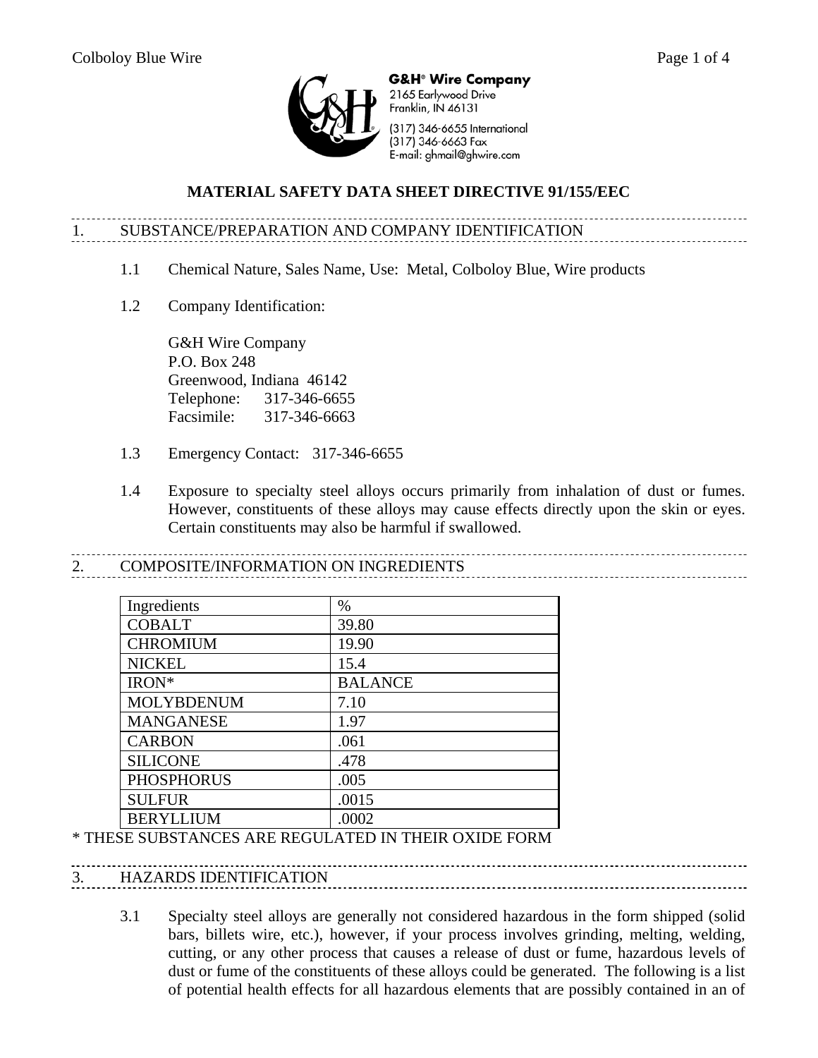G&H® Wire Company
2165 Earlywood Drive
Franklin, IN 46131
(317) 346-6655 International
(317) 346-6663 Fax
E-mail: ghmail@ghwire.com

# MATERIAL SAFETY DATA SHEET DIRECTIVE 91/155/EEC

## 1. SUBSTANCE/PREPARATION AND COMPANY IDENTIFICATION

1.1 Chemical Nature, Sales Name, Use: Metal, Colboloy Blue, Wire products

1.2 Company Identification:

G&H Wire Company
P.O. Box 248
Greenwood, Indiana 46142
Telephone: 317-346-6655
Facsimile: 317-346-6663

1.3 Emergency Contact: 317-346-6655

1.4 Exposure to specialty steel alloys occurs primarily from inhalation of dust or fumes. However, constituents of these alloys may cause effects directly upon the skin or eyes. Certain constituents may also be harmful if swallowed.

## 2. COMPOSITE/INFORMATION ON INGREDIENTS

| Ingredients | % |
|---|---|
| COBALT | 39.80 |
| CHROMIUM | 19.90 |
| NICKEL | 15.4 |
| IRON* | BALANCE |
| MOLYBDENUM | 7.10 |
| MANGANESE | 1.97 |
| CARBON | .061 |
| SILICONE | .478 |
| PHOSPHORUS | .005 |
| SULFUR | .0015 |
| BERYLLIUM | .0002 |

* THESE SUBSTANCES ARE REGULATED IN THEIR OXIDE FORM

## 3. HAZARDS IDENTIFICATION

3.1 Specialty steel alloys are generally not considered hazardous in the form shipped (solid bars, billets wire, etc.), however, if your process involves grinding, melting, welding, cutting, or any other process that causes a release of dust or fume, hazardous levels of dust or fume of the constituents of these alloys could be generated. The following is a list of potential health effects for all hazardous elements that are possibly contained in an of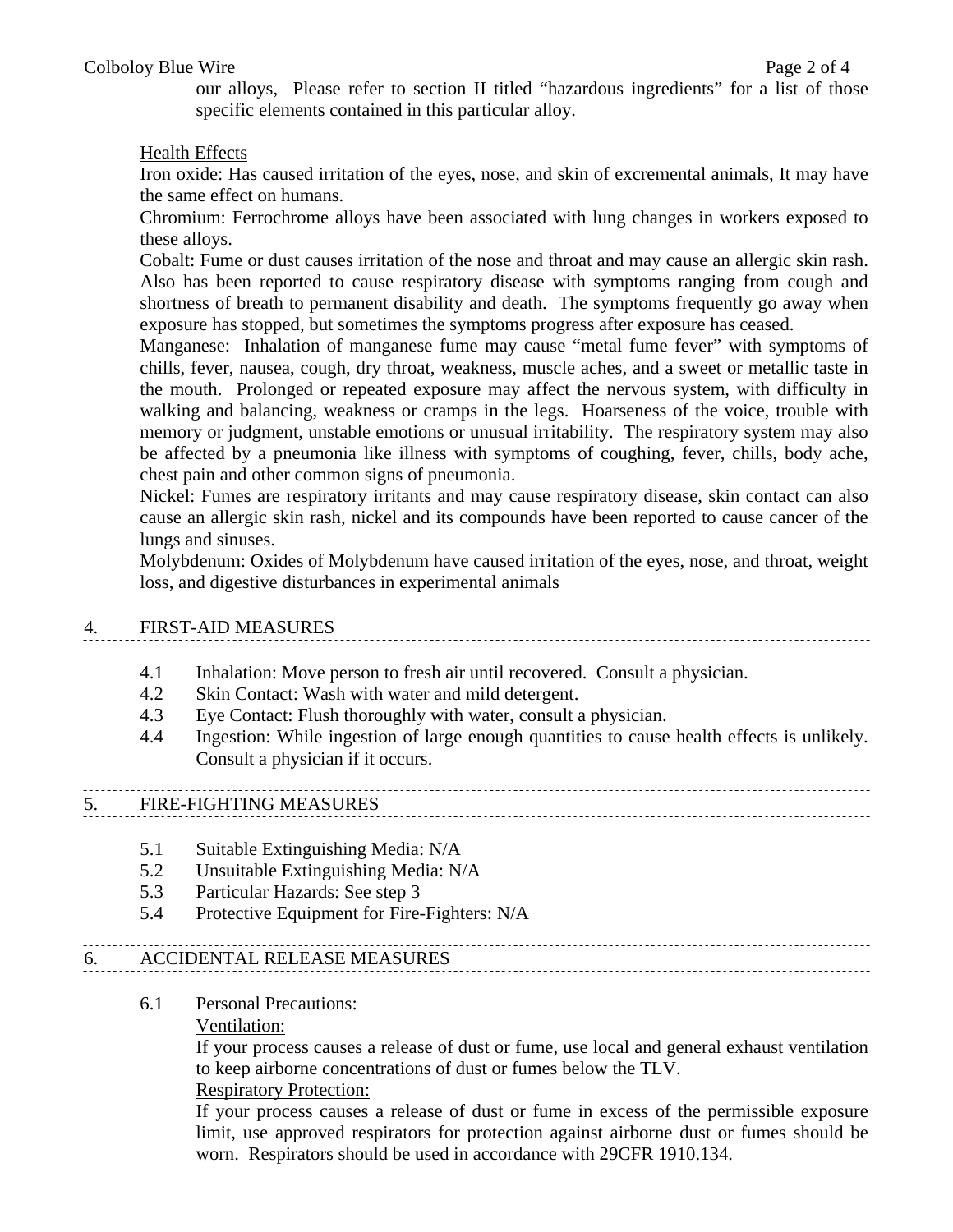our alloys, Please refer to section II titled “hazardous ingredients” for a list of those specific elements contained in this particular alloy.

Health Effects

Iron oxide: Has caused irritation of the eyes, nose, and skin of excremental animals, It may have the same effect on humans.

Chromium: Ferrochrome alloys have been associated with lung changes in workers exposed to these alloys.

Cobalt: Fume or dust causes irritation of the nose and throat and may cause an allergic skin rash. Also has been reported to cause respiratory disease with symptoms ranging from cough and shortness of breath to permanent disability and death. The symptoms frequently go away when exposure has stopped, but sometimes the symptoms progress after exposure has ceased.

Manganese: Inhalation of manganese fume may cause “metal fume fever” with symptoms of chills, fever, nausea, cough, dry throat, weakness, muscle aches, and a sweet or metallic taste in the mouth. Prolonged or repeated exposure may affect the nervous system, with difficulty in walking and balancing, weakness or cramps in the legs. Hoarseness of the voice, trouble with memory or judgment, unstable emotions or unusual irritability. The respiratory system may also be affected by a pneumonia like illness with symptoms of coughing, fever, chills, body ache, chest pain and other common signs of pneumonia.

Nickel: Fumes are respiratory irritants and may cause respiratory disease, skin contact can also cause an allergic skin rash, nickel and its compounds have been reported to cause cancer of the lungs and sinuses.

Molybdenum: Oxides of Molybdenum have caused irritation of the eyes, nose, and throat, weight loss, and digestive disturbances in experimental animals

## 4. FIRST-AID MEASURES

4.1 Inhalation: Move person to fresh air until recovered. Consult a physician.

4.2 Skin Contact: Wash with water and mild detergent.

4.3 Eye Contact: Flush thoroughly with water, consult a physician.

4.4 Ingestion: While ingestion of large enough quantities to cause health effects is unlikely. Consult a physician if it occurs.

## 5. FIRE-FIGHTING MEASURES

5.1 Suitable Extinguishing Media: N/A

5.2 Unsuitable Extinguishing Media: N/A

5.3 Particular Hazards: See step 3

5.4 Protective Equipment for Fire-Fighters: N/A

## 6. ACCIDENTAL RELEASE MEASURES

6.1 Personal Precautions:

Ventilation:

If your process causes a release of dust or fume, use local and general exhaust ventilation to keep airborne concentrations of dust or fumes below the TLV.

Respiratory Protection:

If your process causes a release of dust or fume in excess of the permissible exposure limit, use approved respirators for protection against airborne dust or fumes should be worn. Respirators should be used in accordance with 29CFR 1910.134.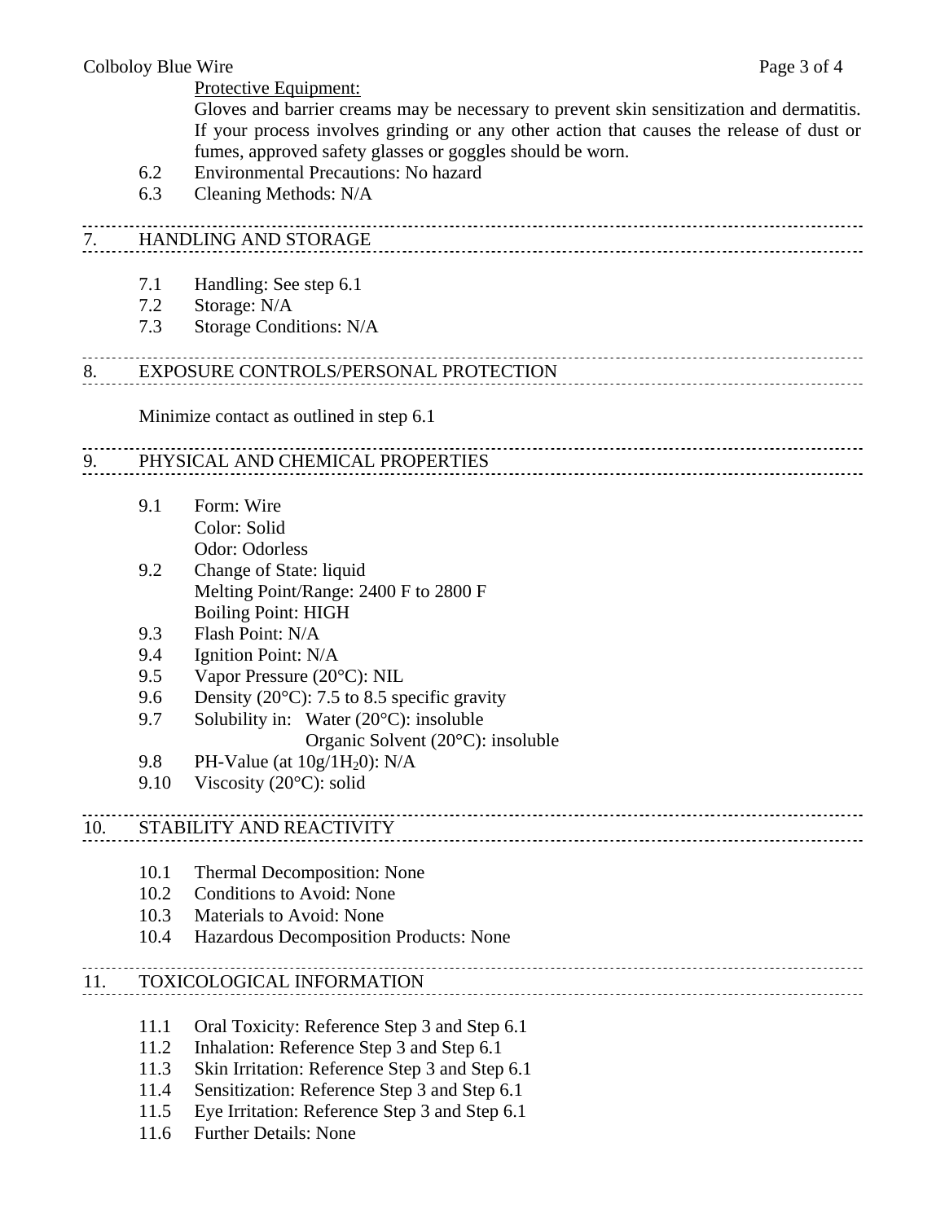Protective Equipment:

Gloves and barrier creams may be necessary to prevent skin sensitization and dermatitis. If your process involves grinding or any other action that causes the release of dust or fumes, approved safety glasses or goggles should be worn.

6.2 Environmental Precautions: No hazard

6.3 Cleaning Methods: N/A

## 7. HANDLING AND STORAGE

7.1 Handling: See step 6.1

7.2 Storage: N/A

7.3 Storage Conditions: N/A

## 8. EXPOSURE CONTROLS/PERSONAL PROTECTION

Minimize contact as outlined in step 6.1

## 9. PHYSICAL AND CHEMICAL PROPERTIES

9.1 Form: Wire
Color: Solid
Odor: Odorless

9.2 Change of State: liquid
Melting Point/Range: 2400 F to 2800 F
Boiling Point: HIGH

9.3 Flash Point: N/A

9.4 Ignition Point: N/A

9.5 Vapor Pressure (20°C): NIL

9.6 Density (20°C): 7.5 to 8.5 specific gravity

9.7 Solubility in: Water (20°C): insoluble
Organic Solvent (20°C): insoluble

9.8 PH-Value (at 10g/1$H_2$0): N/A

9.10 Viscosity (20°C): solid

## 10. STABILITY AND REACTIVITY

10.1 Thermal Decomposition: None

10.2 Conditions to Avoid: None

10.3 Materials to Avoid: None

10.4 Hazardous Decomposition Products: None

## 11. TOXICOLOGICAL INFORMATION

11.1 Oral Toxicity: Reference Step 3 and Step 6.1

11.2 Inhalation: Reference Step 3 and Step 6.1

11.3 Skin Irritation: Reference Step 3 and Step 6.1

11.4 Sensitization: Reference Step 3 and Step 6.1

11.5 Eye Irritation: Reference Step 3 and Step 6.1

11.6 Further Details: None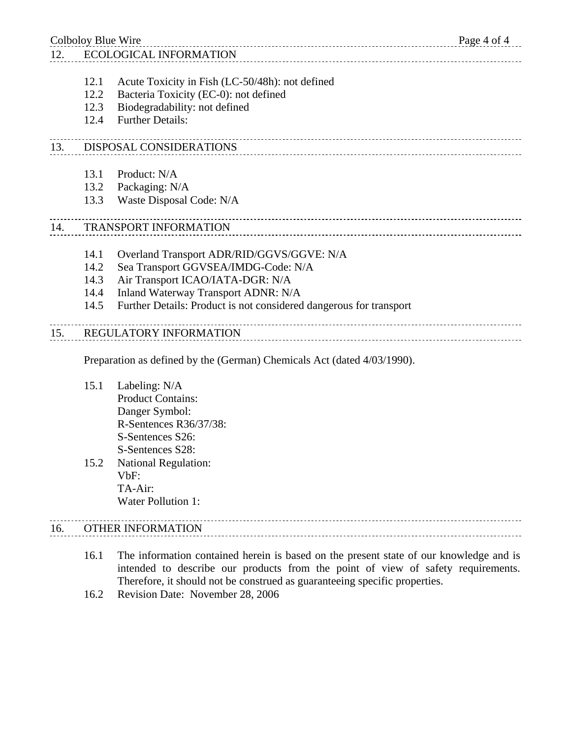## 12. ECOLOGICAL INFORMATION

12.1 Acute Toxicity in Fish (LC-50/48h): not defined
12.2 Bacteria Toxicity (EC-0): not defined
12.3 Biodegradability: not defined
12.4 Further Details:

## 13. DISPOSAL CONSIDERATIONS

13.1 Product: N/A
13.2 Packaging: N/A
13.3 Waste Disposal Code: N/A

## 14. TRANSPORT INFORMATION

14.1 Overland Transport ADR/RID/GGVS/GGVE: N/A
14.2 Sea Transport GGVSEA/IMDG-Code: N/A
14.3 Air Transport ICAO/IATA-DGR: N/A
14.4 Inland Waterway Transport ADNR: N/A
14.5 Further Details: Product is not considered dangerous for transport

## 15. REGULATORY INFORMATION

Preparation as defined by the (German) Chemicals Act (dated 4/03/1990).

15.1 Labeling: N/A
Product Contains:
Danger Symbol:
R-Sentences R36/37/38:
S-Sentences S26:
S-Sentences S28:

15.2 National Regulation:
VbF:
TA-Air:
Water Pollution 1:

## 16. OTHER INFORMATION

16.1 The information contained herein is based on the present state of our knowledge and is intended to describe our products from the point of view of safety requirements. Therefore, it should not be construed as guaranteeing specific properties.

16.2 Revision Date: November 28, 2006